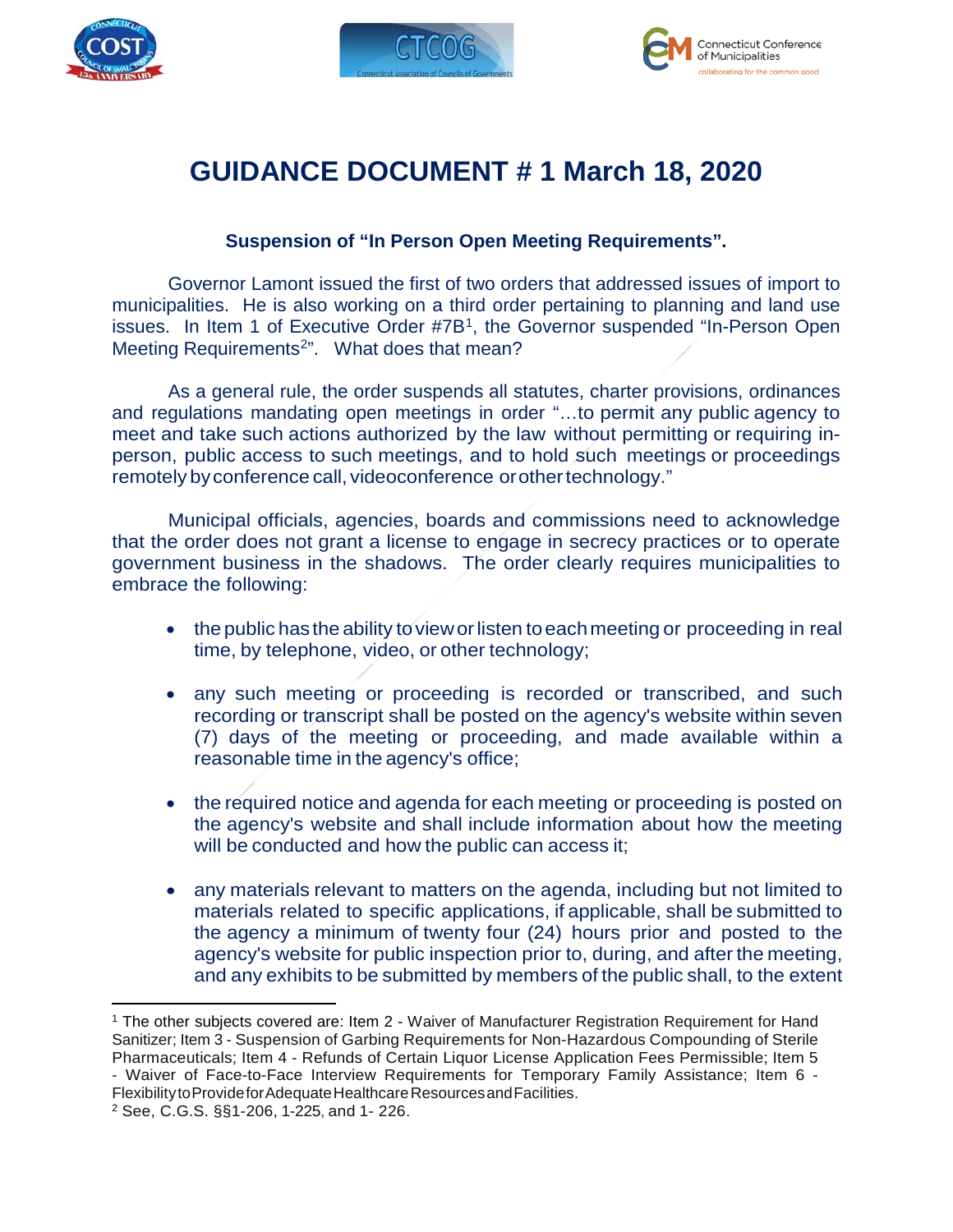# GUIDANCE DOCUMENT # 1 March 18, 2020

**Suspension of "In Person Open Meeting Requirements".**

Governor Lamont issued the first of two orders that addressed issues of import to municipalities. He is also working on a third order pertaining to planning and land use issues. In Item 1 of Executive Order #7B[1], the Governor suspended "In-Person Open Meeting Requirements[2]". What does that mean?

As a general rule, the order suspends all statutes, charter provisions, ordinances and regulations mandating open meetings in order "…to permit any public agency to meet and take such actions authorized by the law without permitting or requiring in-person, public access to such meetings, and to hold such meetings or proceedings remotely by conference call, videoconference or other technology."

Municipal officials, agencies, boards and commissions need to acknowledge that the order does not grant a license to engage in secrecy practices or to operate government business in the shadows. The order clearly requires municipalities to embrace the following:

- the public has the ability to view or listen to each meeting or proceeding in real time, by telephone, video, or other technology;
- any such meeting or proceeding is recorded or transcribed, and such recording or transcript shall be posted on the agency's website within seven (7) days of the meeting or proceeding, and made available within a reasonable time in the agency's office;
- the required notice and agenda for each meeting or proceeding is posted on the agency's website and shall include information about how the meeting will be conducted and how the public can access it;
- any materials relevant to matters on the agenda, including but not limited to materials related to specific applications, if applicable, shall be submitted to the agency a minimum of twenty four (24) hours prior and posted to the agency's website for public inspection prior to, during, and after the meeting, and any exhibits to be submitted by members of the public shall, to the extent

---

[1] The other subjects covered are: Item 2 - Waiver of Manufacturer Registration Requirement for Hand Sanitizer; Item 3 - Suspension of Garbing Requirements for Non-Hazardous Compounding of Sterile Pharmaceuticals; Item 4 - Refunds of Certain Liquor License Application Fees Permissible; Item 5 - Waiver of Face-to-Face Interview Requirements for Temporary Family Assistance; Item 6 - Flexibility to Provide for Adequate Healthcare Resources and Facilities.

[2] See, C.G.S. §§1-206, 1-225, and 1- 226.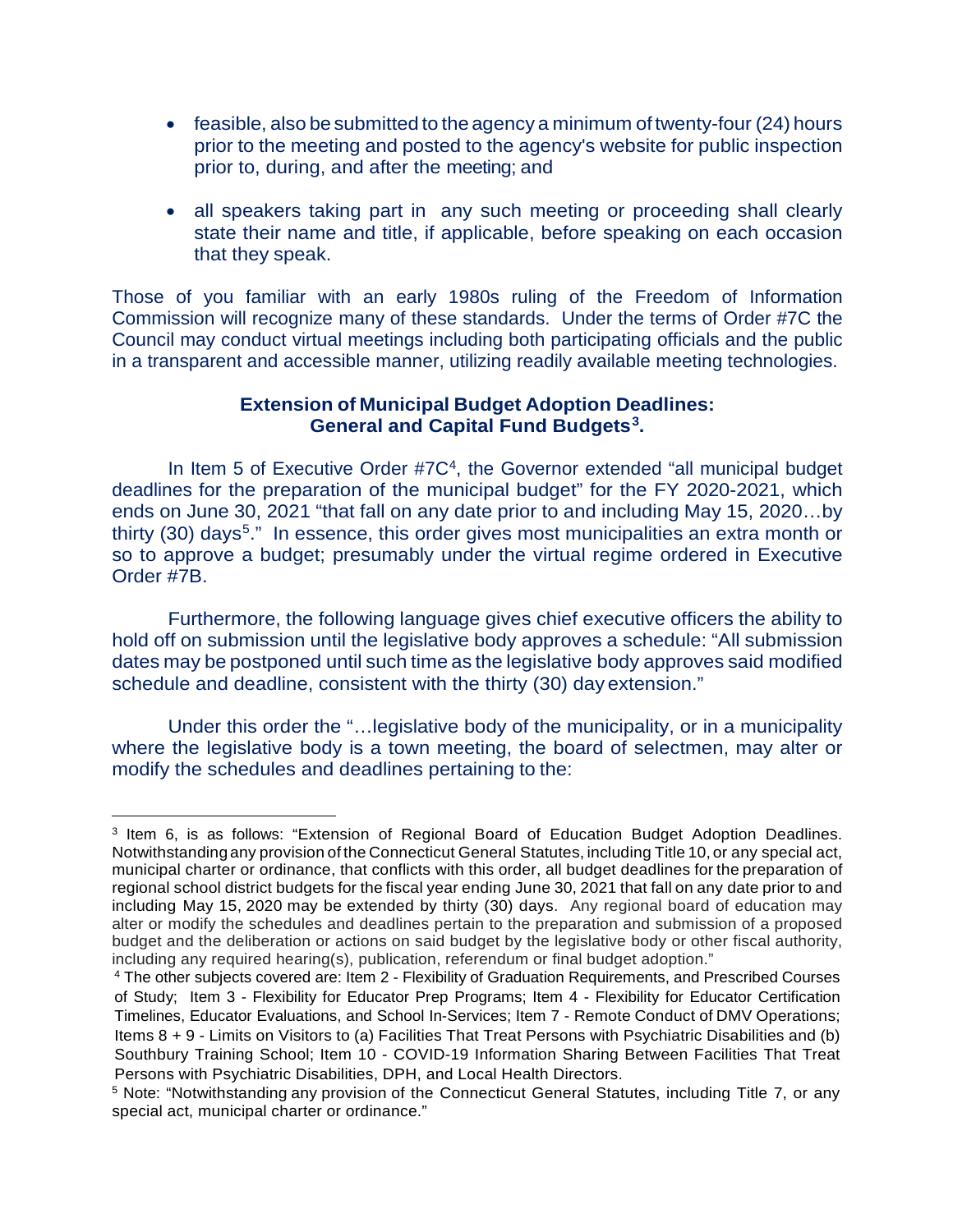- feasible, also be submitted to the agency a minimum of twenty-four (24) hours prior to the meeting and posted to the agency's website for public inspection prior to, during, and after the meeting; and
- all speakers taking part in any such meeting or proceeding shall clearly state their name and title, if applicable, before speaking on each occasion that they speak.

Those of you familiar with an early 1980s ruling of the Freedom of Information Commission will recognize many of these standards. Under the terms of Order #7C the Council may conduct virtual meetings including both participating officials and the public in a transparent and accessible manner, utilizing readily available meeting technologies.

**Extension of Municipal Budget Adoption Deadlines: General and Capital Fund Budgets[3].**

In Item 5 of Executive Order #7C[4], the Governor extended "all municipal budget deadlines for the preparation of the municipal budget" for the FY 2020-2021, which ends on June 30, 2021 "that fall on any date prior to and including May 15, 2020…by thirty (30) days[5]." In essence, this order gives most municipalities an extra month or so to approve a budget; presumably under the virtual regime ordered in Executive Order #7B.

Furthermore, the following language gives chief executive officers the ability to hold off on submission until the legislative body approves a schedule: "All submission dates may be postponed until such time as the legislative body approves said modified schedule and deadline, consistent with the thirty (30) day extension."

Under this order the "…legislative body of the municipality, or in a municipality where the legislative body is a town meeting, the board of selectmen, may alter or modify the schedules and deadlines pertaining to the:

---

[3] Item 6, is as follows: "Extension of Regional Board of Education Budget Adoption Deadlines. Notwithstanding any provision of the Connecticut General Statutes, including Title 10, or any special act, municipal charter or ordinance, that conflicts with this order, all budget deadlines for the preparation of regional school district budgets for the fiscal year ending June 30, 2021 that fall on any date prior to and including May 15, 2020 may be extended by thirty (30) days. Any regional board of education may alter or modify the schedules and deadlines pertain to the preparation and submission of a proposed budget and the deliberation or actions on said budget by the legislative body or other fiscal authority, including any required hearing(s), publication, referendum or final budget adoption."

[4] The other subjects covered are: Item 2 - Flexibility of Graduation Requirements, and Prescribed Courses of Study; Item 3 - Flexibility for Educator Prep Programs; Item 4 - Flexibility for Educator Certification Timelines, Educator Evaluations, and School In-Services; Item 7 - Remote Conduct of DMV Operations; Items 8 + 9 - Limits on Visitors to (a) Facilities That Treat Persons with Psychiatric Disabilities and (b) Southbury Training School; Item 10 - COVID-19 Information Sharing Between Facilities That Treat Persons with Psychiatric Disabilities, DPH, and Local Health Directors.

[5] Note: "Notwithstanding any provision of the Connecticut General Statutes, including Title 7, or any special act, municipal charter or ordinance."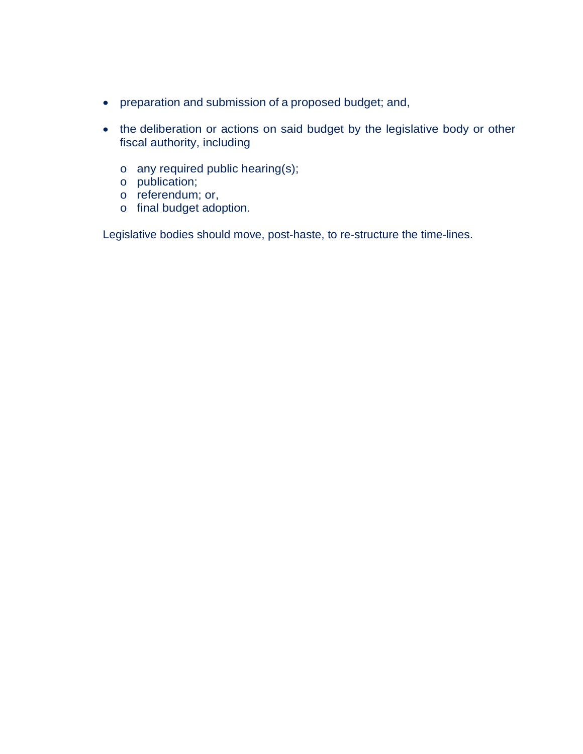- preparation and submission of a proposed budget; and,
- the deliberation or actions on said budget by the legislative body or other fiscal authority, including
    - any required public hearing(s);
    - publication;
    - referendum; or,
    - final budget adoption.

Legislative bodies should move, post-haste, to re-structure the time-lines.